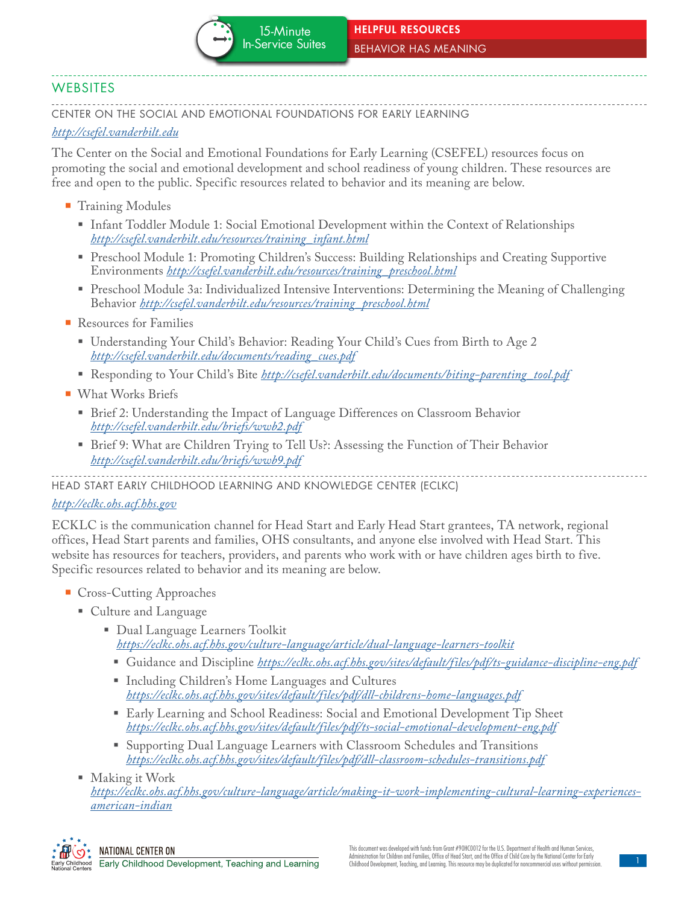# HELPFUL RESOURCES

## BEHAVIOR HAS MEANING

## WEBSITES

### CENTER ON THE SOCIAL AND EMOTIONAL FOUNDATIONS FOR EARLY LEARNING

*http://csefel.vanderbilt.edu*

The Center on the Social and Emotional Foundations for Early Learning (CSEFEL) resources focus on promoting the social and emotional development and school readiness of young children. These resources are free and open to the public. Specific resources related to behavior and its meaning are below.

- Training Modules
  - Infant Toddler Module 1: Social Emotional Development within the Context of Relationships *http://csefel.vanderbilt.edu/resources/training_infant.html*
  - Preschool Module 1: Promoting Children's Success: Building Relationships and Creating Supportive Environments *http://csefel.vanderbilt.edu/resources/training_preschool.html*
  - Preschool Module 3a: Individualized Intensive Interventions: Determining the Meaning of Challenging Behavior *http://csefel.vanderbilt.edu/resources/training_preschool.html*
- Resources for Families
  - Understanding Your Child's Behavior: Reading Your Child's Cues from Birth to Age 2 *http://csefel.vanderbilt.edu/documents/reading_cues.pdf*
  - Responding to Your Child's Bite *http://csefel.vanderbilt.edu/documents/biting-parenting_tool.pdf*
- What Works Briefs
  - Brief 2: Understanding the Impact of Language Differences on Classroom Behavior *http://csefel.vanderbilt.edu/briefs/wwb2.pdf*
  - Brief 9: What are Children Trying to Tell Us?: Assessing the Function of Their Behavior *http://csefel.vanderbilt.edu/briefs/wwb9.pdf*

### HEAD START EARLY CHILDHOOD LEARNING AND KNOWLEDGE CENTER (ECLKC)

*http://eclkc.ohs.acf.hhs.gov*

ECKLC is the communication channel for Head Start and Early Head Start grantees, TA network, regional offices, Head Start parents and families, OHS consultants, and anyone else involved with Head Start. This website has resources for teachers, providers, and parents who work with or have children ages birth to five. Specific resources related to behavior and its meaning are below.

- Cross-Cutting Approaches
  - Culture and Language
    - Dual Language Learners Toolkit *https://eclkc.ohs.acf.hhs.gov/culture-language/article/dual-language-learners-toolkit*
      - Guidance and Discipline *https://eclkc.ohs.acf.hhs.gov/sites/default/files/pdf/ts-guidance-discipline-eng.pdf*
      - Including Children's Home Languages and Cultures *https://eclkc.ohs.acf.hhs.gov/sites/default/files/pdf/dll-childrens-home-languages.pdf*
      - Early Learning and School Readiness: Social and Emotional Development Tip Sheet *https://eclkc.ohs.acf.hhs.gov/sites/default/files/pdf/ts-social-emotional-development-eng.pdf*
      - Supporting Dual Language Learners with Classroom Schedules and Transitions *https://eclkc.ohs.acf.hhs.gov/sites/default/files/pdf/dll-classroom-schedules-transitions.pdf*
  - Making it Work *https://eclkc.ohs.acf.hhs.gov/culture-language/article/making-it-work-implementing-cultural-learning-experiences-american-indian*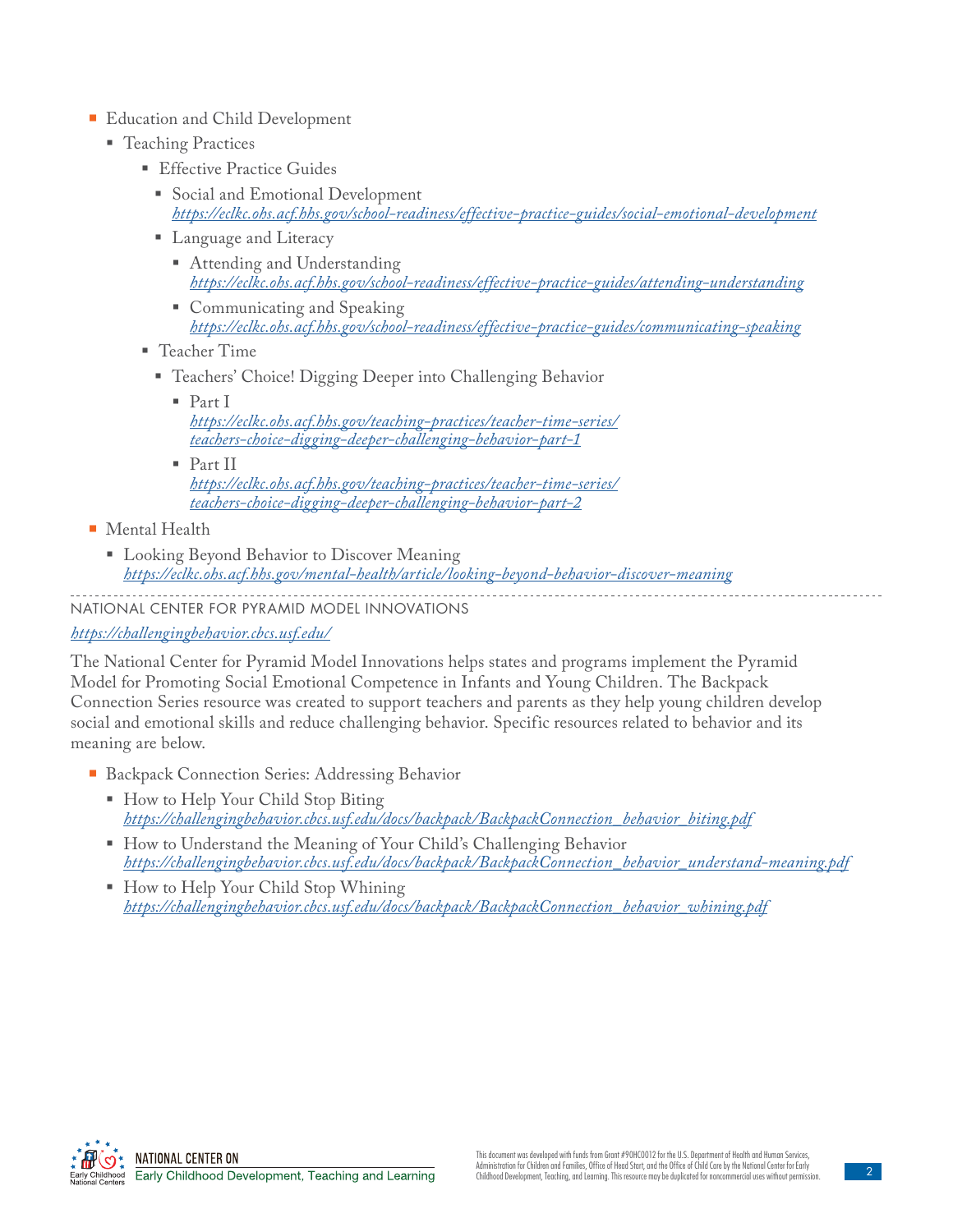- Education and Child Development
  - Teaching Practices
    - Effective Practice Guides
      - Social and Emotional Development
        *https://eclkc.ohs.acf.hhs.gov/school-readiness/effective-practice-guides/social-emotional-development*
      - Language and Literacy
        - Attending and Understanding
          *https://eclkc.ohs.acf.hhs.gov/school-readiness/effective-practice-guides/attending-understanding*
        - Communicating and Speaking
          *https://eclkc.ohs.acf.hhs.gov/school-readiness/effective-practice-guides/communicating-speaking*
    - Teacher Time
      - Teachers' Choice! Digging Deeper into Challenging Behavior
        - Part I
          *https://eclkc.ohs.acf.hhs.gov/teaching-practices/teacher-time-series/teachers-choice-digging-deeper-challenging-behavior-part-1*
        - Part II
          *https://eclkc.ohs.acf.hhs.gov/teaching-practices/teacher-time-series/teachers-choice-digging-deeper-challenging-behavior-part-2*
- Mental Health
  - Looking Beyond Behavior to Discover Meaning
    *https://eclkc.ohs.acf.hhs.gov/mental-health/article/looking-beyond-behavior-discover-meaning*

---

## NATIONAL CENTER FOR PYRAMID MODEL INNOVATIONS

*https://challengingbehavior.cbcs.usf.edu/*

The National Center for Pyramid Model Innovations helps states and programs implement the Pyramid Model for Promoting Social Emotional Competence in Infants and Young Children. The Backpack Connection Series resource was created to support teachers and parents as they help young children develop social and emotional skills and reduce challenging behavior. Specific resources related to behavior and its meaning are below.

- Backpack Connection Series: Addressing Behavior
  - How to Help Your Child Stop Biting
    *https://challengingbehavior.cbcs.usf.edu/docs/backpack/BackpackConnection_behavior_biting.pdf*
  - How to Understand the Meaning of Your Child's Challenging Behavior
    *https://challengingbehavior.cbcs.usf.edu/docs/backpack/BackpackConnection_behavior_understand-meaning.pdf*
  - How to Help Your Child Stop Whining
    *https://challengingbehavior.cbcs.usf.edu/docs/backpack/BackpackConnection_behavior_whining.pdf*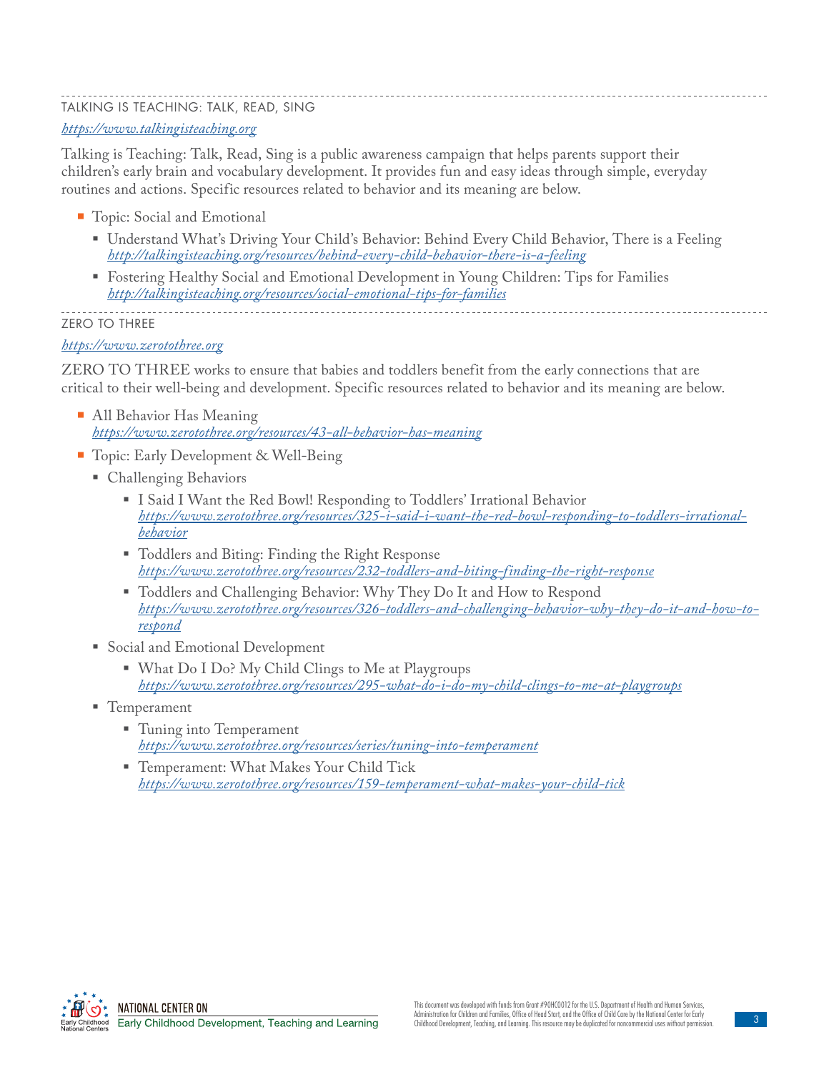## TALKING IS TEACHING: TALK, READ, SING

*https://www.talkingisteaching.org*

Talking is Teaching: Talk, Read, Sing is a public awareness campaign that helps parents support their children's early brain and vocabulary development. It provides fun and easy ideas through simple, everyday routines and actions. Specific resources related to behavior and its meaning are below.

- Topic: Social and Emotional
  - Understand What's Driving Your Child's Behavior: Behind Every Child Behavior, There is a Feeling
    *http://talkingisteaching.org/resources/behind-every-child-behavior-there-is-a-feeling*
  - Fostering Healthy Social and Emotional Development in Young Children: Tips for Families
    *http://talkingisteaching.org/resources/social-emotional-tips-for-families*

## ZERO TO THREE

*https://www.zerotothree.org*

ZERO TO THREE works to ensure that babies and toddlers benefit from the early connections that are critical to their well-being and development. Specific resources related to behavior and its meaning are below.

- All Behavior Has Meaning
  *https://www.zerotothree.org/resources/43-all-behavior-has-meaning*
- Topic: Early Development & Well-Being
  - Challenging Behaviors
    - I Said I Want the Red Bowl! Responding to Toddlers' Irrational Behavior
      *https://www.zerotothree.org/resources/325-i-said-i-want-the-red-bowl-responding-to-toddlers-irrational-behavior*
    - Toddlers and Biting: Finding the Right Response
      *https://www.zerotothree.org/resources/232-toddlers-and-biting-finding-the-right-response*
    - Toddlers and Challenging Behavior: Why They Do It and How to Respond
      *https://www.zerotothree.org/resources/326-toddlers-and-challenging-behavior-why-they-do-it-and-how-to-respond*
  - Social and Emotional Development
    - What Do I Do? My Child Clings to Me at Playgroups
      *https://www.zerotothree.org/resources/295-what-do-i-do-my-child-clings-to-me-at-playgroups*
  - Temperament
    - Tuning into Temperament
      *https://www.zerotothree.org/resources/series/tuning-into-temperament*
    - Temperament: What Makes Your Child Tick
      *https://www.zerotothree.org/resources/159-temperament-what-makes-your-child-tick*

NATIONAL CENTER ON Early Childhood Development, Teaching and Learning

This document was developed with funds from Grant #90HC0012 for the U.S. Department of Health and Human Services, Administration for Children and Families, Office of Head Start, and the Office of Child Care by the National Center for Early Childhood Development, Teaching, and Learning. This resource may be duplicated for noncommercial uses without permission.